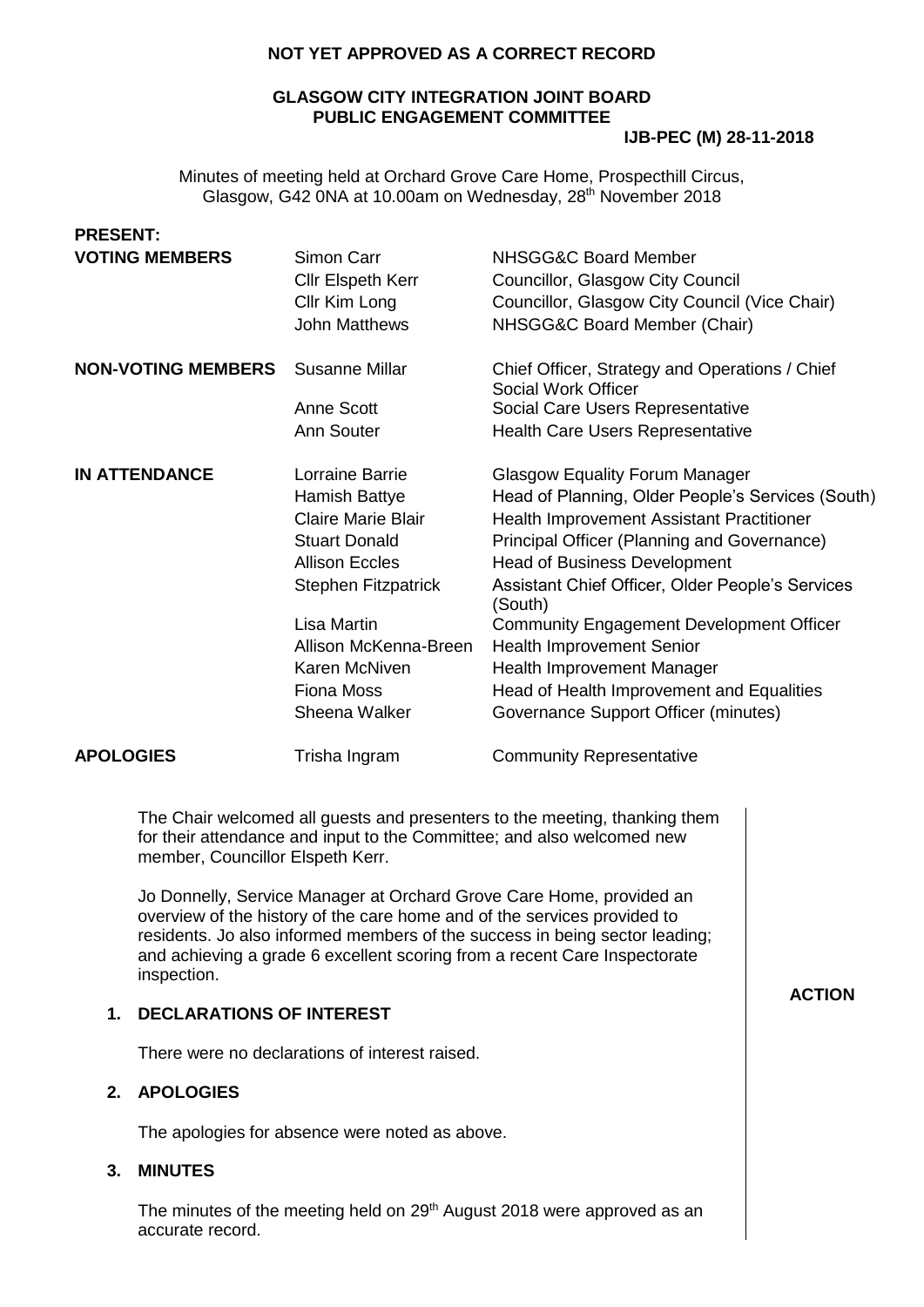**NOT YET APPROVED AS A CORRECT RECORD**

# GLASGOW CITY INTEGRATION JOINT BOARD PUBLIC ENGAGEMENT COMMITTEE

**IJB-PEC (M) 28-11-2018**

Minutes of meeting held at Orchard Grove Care Home, Prospecthill Circus, Glasgow, G42 0NA at 10.00am on Wednesday, 28th November 2018

**PRESENT:**

| | | |
|---|---|---|
| **VOTING MEMBERS** | Simon Carr | NHSGG&C Board Member |
| | Cllr Elspeth Kerr | Councillor, Glasgow City Council |
| | Cllr Kim Long | Councillor, Glasgow City Council (Vice Chair) |
| | John Matthews | NHSGG&C Board Member (Chair) |
| **NON-VOTING MEMBERS** | Susanne Millar | Chief Officer, Strategy and Operations / Chief Social Work Officer |
| | Anne Scott | Social Care Users Representative |
| | Ann Souter | Health Care Users Representative |
| **IN ATTENDANCE** | Lorraine Barrie | Glasgow Equality Forum Manager |
| | Hamish Battye | Head of Planning, Older People's Services (South) |
| | Claire Marie Blair | Health Improvement Assistant Practitioner |
| | Stuart Donald | Principal Officer (Planning and Governance) |
| | Allison Eccles | Head of Business Development |
| | Stephen Fitzpatrick | Assistant Chief Officer, Older People's Services (South) |
| | Lisa Martin | Community Engagement Development Officer |
| | Allison McKenna-Breen | Health Improvement Senior |
| | Karen McNiven | Health Improvement Manager |
| | Fiona Moss | Head of Health Improvement and Equalities |
| | Sheena Walker | Governance Support Officer (minutes) |
| **APOLOGIES** | Trisha Ingram | Community Representative |

The Chair welcomed all guests and presenters to the meeting, thanking them for their attendance and input to the Committee; and also welcomed new member, Councillor Elspeth Kerr.

Jo Donnelly, Service Manager at Orchard Grove Care Home, provided an overview of the history of the care home and of the services provided to residents. Jo also informed members of the success in being sector leading; and achieving a grade 6 excellent scoring from a recent Care Inspectorate inspection.

**ACTION**

## 1. DECLARATIONS OF INTEREST

There were no declarations of interest raised.

## 2. APOLOGIES

The apologies for absence were noted as above.

## 3. MINUTES

The minutes of the meeting held on 29th August 2018 were approved as an accurate record.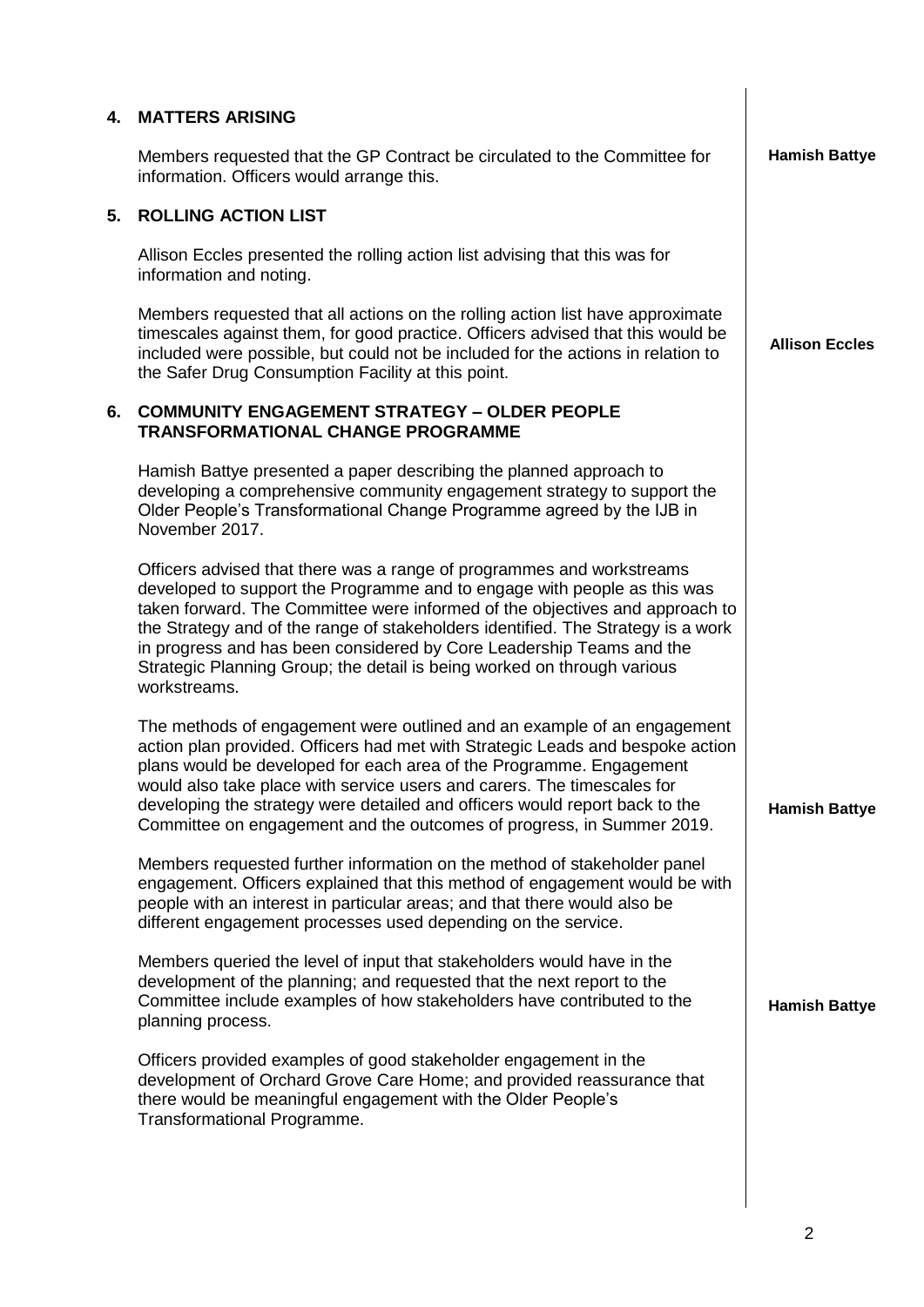## 4. MATTERS ARISING

Members requested that the GP Contract be circulated to the Committee for information. Officers would arrange this. **Hamish Battye**

## 5. ROLLING ACTION LIST

Allison Eccles presented the rolling action list advising that this was for information and noting.

Members requested that all actions on the rolling action list have approximate timescales against them, for good practice. Officers advised that this would be included were possible, but could not be included for the actions in relation to the Safer Drug Consumption Facility at this point. **Allison Eccles**

## 6. COMMUNITY ENGAGEMENT STRATEGY – OLDER PEOPLE TRANSFORMATIONAL CHANGE PROGRAMME

Hamish Battye presented a paper describing the planned approach to developing a comprehensive community engagement strategy to support the Older People's Transformational Change Programme agreed by the IJB in November 2017.

Officers advised that there was a range of programmes and workstreams developed to support the Programme and to engage with people as this was taken forward. The Committee were informed of the objectives and approach to the Strategy and of the range of stakeholders identified. The Strategy is a work in progress and has been considered by Core Leadership Teams and the Strategic Planning Group; the detail is being worked on through various workstreams.

The methods of engagement were outlined and an example of an engagement action plan provided. Officers had met with Strategic Leads and bespoke action plans would be developed for each area of the Programme. Engagement would also take place with service users and carers. The timescales for developing the strategy were detailed and officers would report back to the Committee on engagement and the outcomes of progress, in Summer 2019. **Hamish Battye**

Members requested further information on the method of stakeholder panel engagement. Officers explained that this method of engagement would be with people with an interest in particular areas; and that there would also be different engagement processes used depending on the service.

Members queried the level of input that stakeholders would have in the development of the planning; and requested that the next report to the Committee include examples of how stakeholders have contributed to the planning process. **Hamish Battye**

Officers provided examples of good stakeholder engagement in the development of Orchard Grove Care Home; and provided reassurance that there would be meaningful engagement with the Older People's Transformational Programme.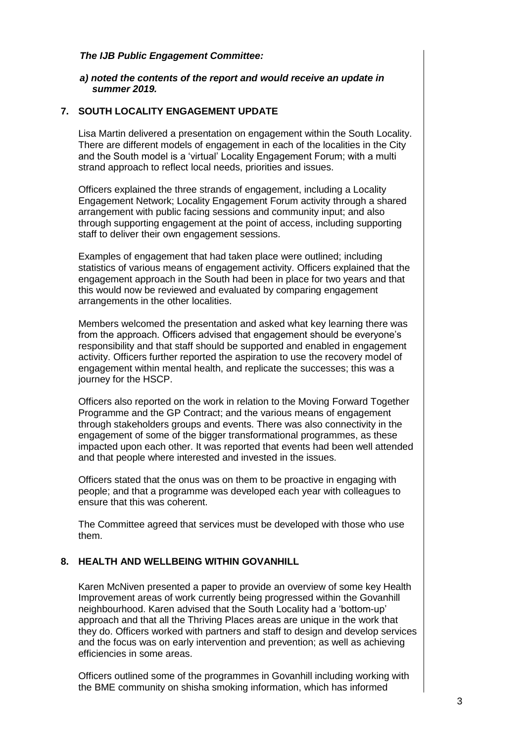***The IJB Public Engagement Committee:***

***a) noted the contents of the report and would receive an update in summer 2019.***

## 7. SOUTH LOCALITY ENGAGEMENT UPDATE

Lisa Martin delivered a presentation on engagement within the South Locality. There are different models of engagement in each of the localities in the City and the South model is a 'virtual' Locality Engagement Forum; with a multi strand approach to reflect local needs, priorities and issues.

Officers explained the three strands of engagement, including a Locality Engagement Network; Locality Engagement Forum activity through a shared arrangement with public facing sessions and community input; and also through supporting engagement at the point of access, including supporting staff to deliver their own engagement sessions.

Examples of engagement that had taken place were outlined; including statistics of various means of engagement activity. Officers explained that the engagement approach in the South had been in place for two years and that this would now be reviewed and evaluated by comparing engagement arrangements in the other localities.

Members welcomed the presentation and asked what key learning there was from the approach. Officers advised that engagement should be everyone's responsibility and that staff should be supported and enabled in engagement activity. Officers further reported the aspiration to use the recovery model of engagement within mental health, and replicate the successes; this was a journey for the HSCP.

Officers also reported on the work in relation to the Moving Forward Together Programme and the GP Contract; and the various means of engagement through stakeholders groups and events. There was also connectivity in the engagement of some of the bigger transformational programmes, as these impacted upon each other. It was reported that events had been well attended and that people where interested and invested in the issues.

Officers stated that the onus was on them to be proactive in engaging with people; and that a programme was developed each year with colleagues to ensure that this was coherent.

The Committee agreed that services must be developed with those who use them.

## 8. HEALTH AND WELLBEING WITHIN GOVANHILL

Karen McNiven presented a paper to provide an overview of some key Health Improvement areas of work currently being progressed within the Govanhill neighbourhood. Karen advised that the South Locality had a 'bottom-up' approach and that all the Thriving Places areas are unique in the work that they do. Officers worked with partners and staff to design and develop services and the focus was on early intervention and prevention; as well as achieving efficiencies in some areas.

Officers outlined some of the programmes in Govanhill including working with the BME community on shisha smoking information, which has informed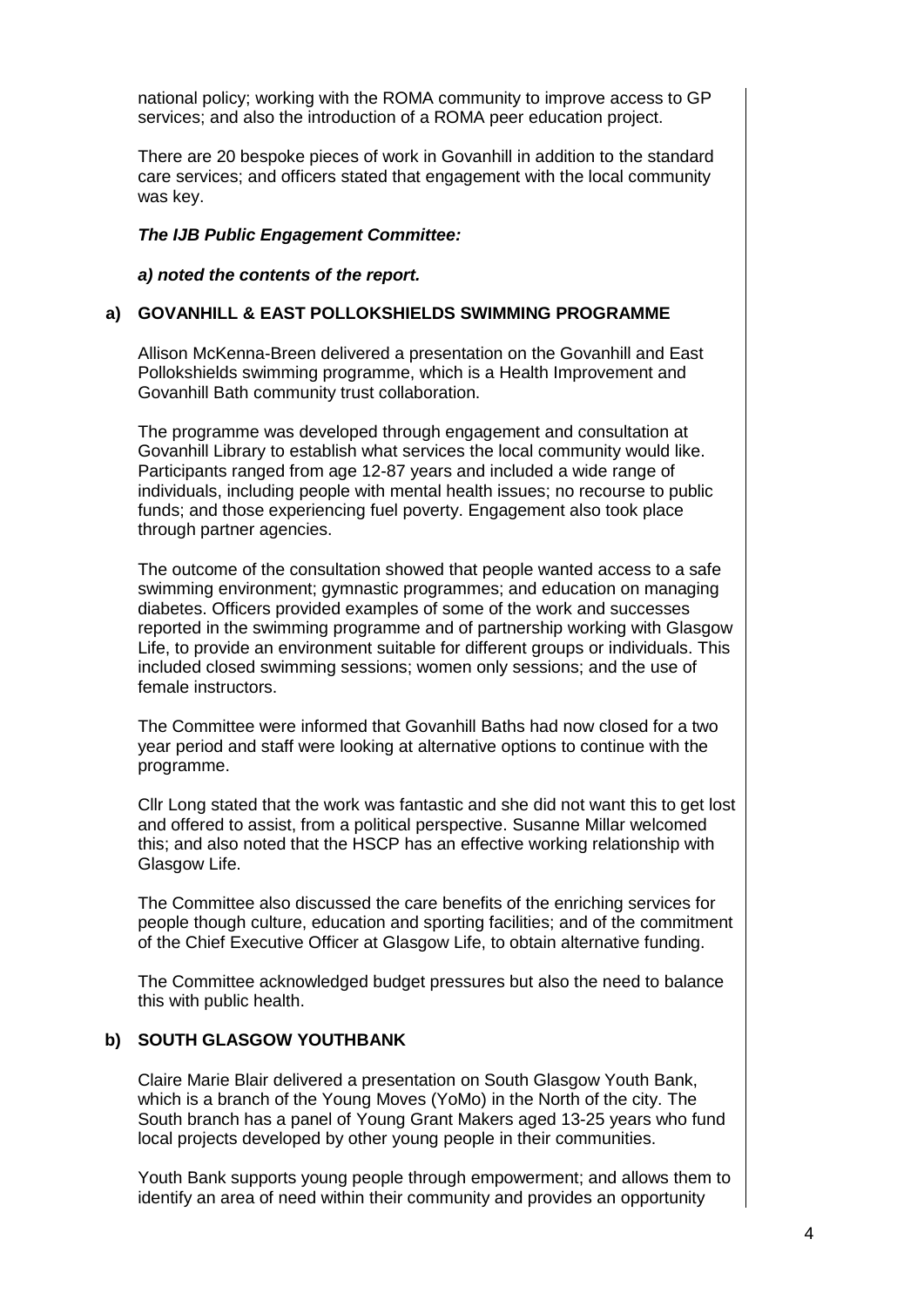national policy; working with the ROMA community to improve access to GP services; and also the introduction of a ROMA peer education project.

There are 20 bespoke pieces of work in Govanhill in addition to the standard care services; and officers stated that engagement with the local community was key.

***The IJB Public Engagement Committee:***

***a) noted the contents of the report.***

**a) GOVANHILL & EAST POLLOKSHIELDS SWIMMING PROGRAMME**

Allison McKenna-Breen delivered a presentation on the Govanhill and East Pollokshields swimming programme, which is a Health Improvement and Govanhill Bath community trust collaboration.

The programme was developed through engagement and consultation at Govanhill Library to establish what services the local community would like. Participants ranged from age 12-87 years and included a wide range of individuals, including people with mental health issues; no recourse to public funds; and those experiencing fuel poverty. Engagement also took place through partner agencies.

The outcome of the consultation showed that people wanted access to a safe swimming environment; gymnastic programmes; and education on managing diabetes. Officers provided examples of some of the work and successes reported in the swimming programme and of partnership working with Glasgow Life, to provide an environment suitable for different groups or individuals. This included closed swimming sessions; women only sessions; and the use of female instructors.

The Committee were informed that Govanhill Baths had now closed for a two year period and staff were looking at alternative options to continue with the programme.

Cllr Long stated that the work was fantastic and she did not want this to get lost and offered to assist, from a political perspective. Susanne Millar welcomed this; and also noted that the HSCP has an effective working relationship with Glasgow Life.

The Committee also discussed the care benefits of the enriching services for people though culture, education and sporting facilities; and of the commitment of the Chief Executive Officer at Glasgow Life, to obtain alternative funding.

The Committee acknowledged budget pressures but also the need to balance this with public health.

**b) SOUTH GLASGOW YOUTHBANK**

Claire Marie Blair delivered a presentation on South Glasgow Youth Bank, which is a branch of the Young Moves (YoMo) in the North of the city. The South branch has a panel of Young Grant Makers aged 13-25 years who fund local projects developed by other young people in their communities.

Youth Bank supports young people through empowerment; and allows them to identify an area of need within their community and provides an opportunity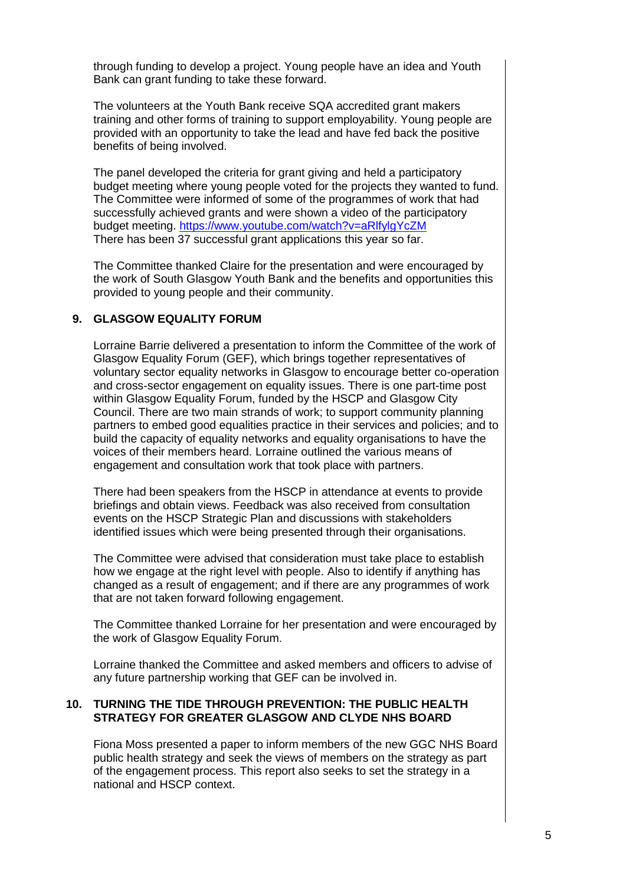through funding to develop a project. Young people have an idea and Youth Bank can grant funding to take these forward.

The volunteers at the Youth Bank receive SQA accredited grant makers training and other forms of training to support employability. Young people are provided with an opportunity to take the lead and have fed back the positive benefits of being involved.

The panel developed the criteria for grant giving and held a participatory budget meeting where young people voted for the projects they wanted to fund. The Committee were informed of some of the programmes of work that had successfully achieved grants and were shown a video of the participatory budget meeting. https://www.youtube.com/watch?v=aRlfylgYcZM
There has been 37 successful grant applications this year so far.

The Committee thanked Claire for the presentation and were encouraged by the work of South Glasgow Youth Bank and the benefits and opportunities this provided to young people and their community.

## 9. GLASGOW EQUALITY FORUM

Lorraine Barrie delivered a presentation to inform the Committee of the work of Glasgow Equality Forum (GEF), which brings together representatives of voluntary sector equality networks in Glasgow to encourage better co-operation and cross-sector engagement on equality issues. There is one part-time post within Glasgow Equality Forum, funded by the HSCP and Glasgow City Council. There are two main strands of work; to support community planning partners to embed good equalities practice in their services and policies; and to build the capacity of equality networks and equality organisations to have the voices of their members heard. Lorraine outlined the various means of engagement and consultation work that took place with partners.

There had been speakers from the HSCP in attendance at events to provide briefings and obtain views. Feedback was also received from consultation events on the HSCP Strategic Plan and discussions with stakeholders identified issues which were being presented through their organisations.

The Committee were advised that consideration must take place to establish how we engage at the right level with people. Also to identify if anything has changed as a result of engagement; and if there are any programmes of work that are not taken forward following engagement.

The Committee thanked Lorraine for her presentation and were encouraged by the work of Glasgow Equality Forum.

Lorraine thanked the Committee and asked members and officers to advise of any future partnership working that GEF can be involved in.

## 10. TURNING THE TIDE THROUGH PREVENTION: THE PUBLIC HEALTH STRATEGY FOR GREATER GLASGOW AND CLYDE NHS BOARD

Fiona Moss presented a paper to inform members of the new GGC NHS Board public health strategy and seek the views of members on the strategy as part of the engagement process. This report also seeks to set the strategy in a national and HSCP context.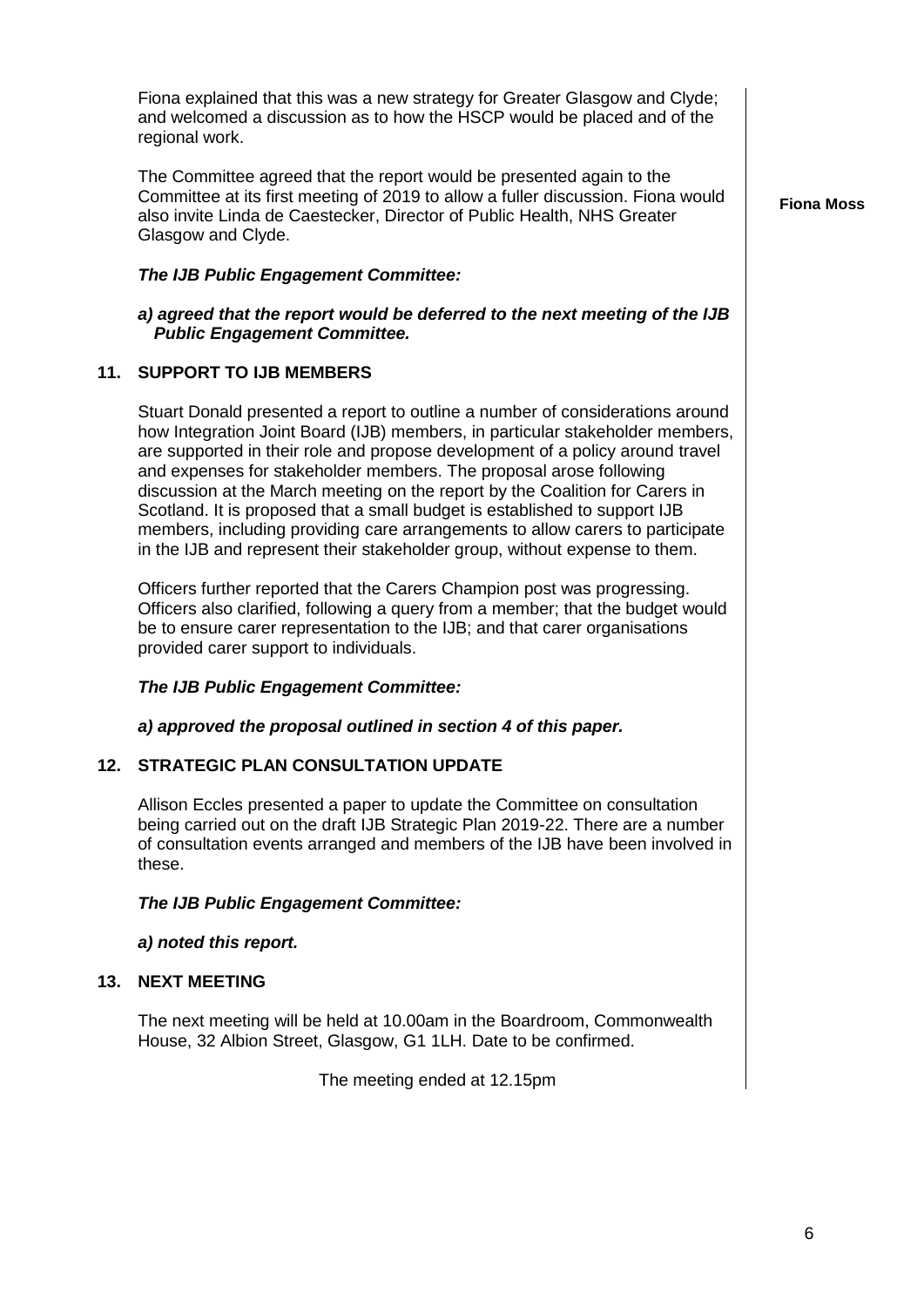Fiona explained that this was a new strategy for Greater Glasgow and Clyde; and welcomed a discussion as to how the HSCP would be placed and of the regional work.

The Committee agreed that the report would be presented again to the Committee at its first meeting of 2019 to allow a fuller discussion. Fiona would also invite Linda de Caestecker, Director of Public Health, NHS Greater Glasgow and Clyde. **Fiona Moss**

***The IJB Public Engagement Committee:***

***a) agreed that the report would be deferred to the next meeting of the IJB Public Engagement Committee.***

## 11. SUPPORT TO IJB MEMBERS

Stuart Donald presented a report to outline a number of considerations around how Integration Joint Board (IJB) members, in particular stakeholder members, are supported in their role and propose development of a policy around travel and expenses for stakeholder members. The proposal arose following discussion at the March meeting on the report by the Coalition for Carers in Scotland. It is proposed that a small budget is established to support IJB members, including providing care arrangements to allow carers to participate in the IJB and represent their stakeholder group, without expense to them.

Officers further reported that the Carers Champion post was progressing. Officers also clarified, following a query from a member; that the budget would be to ensure carer representation to the IJB; and that carer organisations provided carer support to individuals.

***The IJB Public Engagement Committee:***

***a) approved the proposal outlined in section 4 of this paper.***

## 12. STRATEGIC PLAN CONSULTATION UPDATE

Allison Eccles presented a paper to update the Committee on consultation being carried out on the draft IJB Strategic Plan 2019-22. There are a number of consultation events arranged and members of the IJB have been involved in these.

***The IJB Public Engagement Committee:***

***a) noted this report.***

## 13. NEXT MEETING

The next meeting will be held at 10.00am in the Boardroom, Commonwealth House, 32 Albion Street, Glasgow, G1 1LH. Date to be confirmed.

The meeting ended at 12.15pm